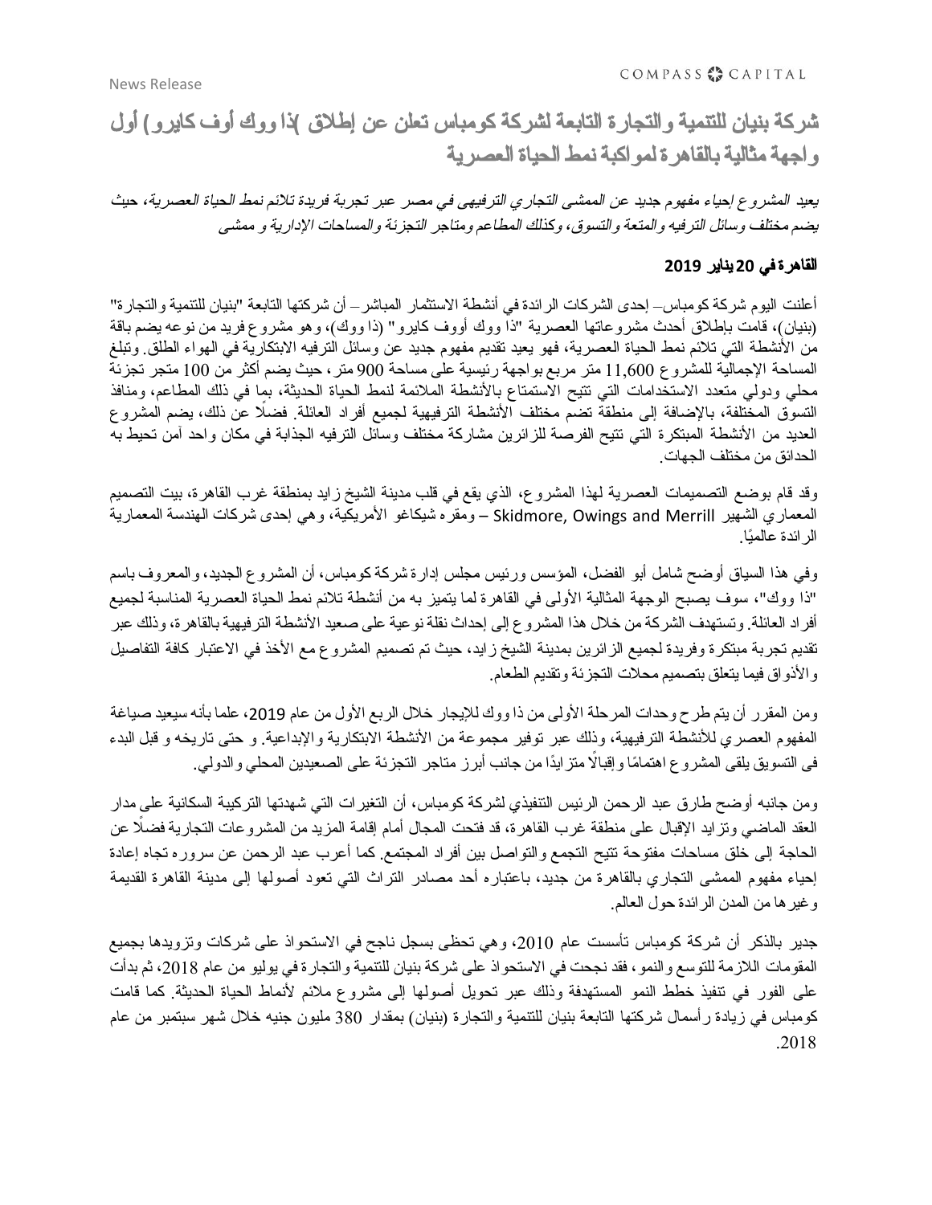News Release

# شركة بنيان للتنمية والتجارة التابعة لشركة كومباس تعلن عن إطلاق (ذا ووك أوف كايرو) أول واجهة مثالية بالقاهرة لمواكبة نمط الحياة العصرية

*يعيد المشروع إحياء مفهوم جديد عن الممشى التجاري الترفيهي في مصر عبر تجربة فريدة تلائم نمط الحياة العصرية، حيث يضم مختلف وسائل الترفيه والمتعة والتسوق، وكذلك المطاعم ومتاجر التجزئة والمساحات الإدارية و ممشى*

**القاهرة في 20 يناير 2019**

أعلنت اليوم شركة كومباس– إحدى الشركات الرائدة في أنشطة الاستثمار المباشر– أن شركتها التابعة "بنيان للتنمية والتجارة" (بنيان)، قامت بإطلاق أحدث مشروعاتها العصرية "ذا ووك أووف كايرو" (ذا ووك)، وهو مشروع فريد من نوعه يضم باقة من الأنشطة التي تلائم نمط الحياة العصرية، فهو يعيد تقديم مفهوم جديد عن وسائل الترفيه الابتكارية في الهواء الطلق. وتبلغ المساحة الإجمالية للمشروع 11,600 متر مربع بواجهة رئيسية على مساحة 900 متر، حيث يضم أكثر من 100 متجر تجزئة محلي ودولي متعدد الاستخدامات التي تتيح الاستمتاع بالأنشطة الملائمة لنمط الحياة الحديثة، بما في ذلك المطاعم، ومنافذ التسوق المختلفة، بالإضافة إلى منطقة تضم مختلف الأنشطة الترفيهية لجميع أفراد العائلة. فضلًا عن ذلك، يضم المشروع العديد من الأنشطة المبتكرة التي تتيح الفرصة للزائرين مشاركة مختلف وسائل الترفيه الجذابة في مكان واحد آمن تحيط به الحدائق من مختلف الجهات.

وقد قام بوضع التصميمات العصرية لهذا المشروع، الذي يقع في قلب مدينة الشيخ زايد بمنطقة غرب القاهرة، بيت التصميم المعماري الشهير Skidmore, Owings and Merrill – ومقره شيكاغو الأمريكية، وهي إحدى شركات الهندسة المعمارية الرائدة عالميًا.

وفي هذا السياق أوضح شامل أبو الفضل، المؤسس ورئيس مجلس إدارة شركة كومباس، أن المشروع الجديد، والمعروف باسم "ذا ووك"، سوف يصبح الوجهة المثالية الأولى في القاهرة لما يتميز به من أنشطة تلائم نمط الحياة العصرية المناسبة لجميع أفراد العائلة. وتستهدف الشركة من خلال هذا المشروع إلى إحداث نقلة نوعية على صعيد الأنشطة الترفيهية بالقاهرة، وذلك عبر تقديم تجربة مبتكرة وفريدة لجميع الزائرين بمدينة الشيخ زايد، حيث تم تصميم المشروع مع الأخذ في الاعتبار كافة التفاصيل والأذواق فيما يتعلق بتصميم محلات التجزئة وتقديم الطعام.

ومن المقرر أن يتم طرح وحدات المرحلة الأولى من ذا ووك للإيجار خلال الربع الأول من عام 2019، علما بأنه سيعيد صياغة المفهوم العصري للأنشطة الترفيهية، وذلك عبر توفير مجموعة من الأنشطة الابتكارية والإبداعية. و حتى تاريخه و قبل البدء فى التسويق يلقى المشروع اهتمامًا وإقبالًا متزايدًا من جانب أبرز متاجر التجزئة على الصعيدين المحلي والدولي.

ومن جانبه أوضح طارق عبد الرحمن الرئيس التنفيذي لشركة كومباس، أن التغيرات التي شهدتها التركيبة السكانية على مدار العقد الماضي وتزايد الإقبال على منطقة غرب القاهرة، قد فتحت المجال أمام إقامة المزيد من المشروعات التجارية فضلًا عن الحاجة إلى خلق مساحات مفتوحة تتيح التجمع والتواصل بين أفراد المجتمع. كما أعرب عبد الرحمن عن سروره تجاه إعادة إحياء مفهوم الممشى التجاري بالقاهرة من جديد، باعتباره أحد مصادر التراث التي تعود أصولها إلى مدينة القاهرة القديمة وغيرها من المدن الرائدة حول العالم.

جدير بالذكر أن شركة كومباس تأسست عام 2010، وهي تحظى بسجل ناجح في الاستحواذ على شركات وتزويدها بجميع المقومات اللازمة للتوسع والنمو، فقد نجحت في الاستحواذ على شركة بنيان للتنمية والتجارة في يوليو من عام 2018، ثم بدأت على الفور في تنفيذ خطط النمو المستهدفة وذلك عبر تحويل أصولها إلى مشروع ملائم لأنماط الحياة الحديثة. كما قامت كومباس في زيادة رأسمال شركتها التابعة بنيان للتنمية والتجارة (بنيان) بمقدار 380 مليون جنيه خلال شهر سبتمبر من عام 2018.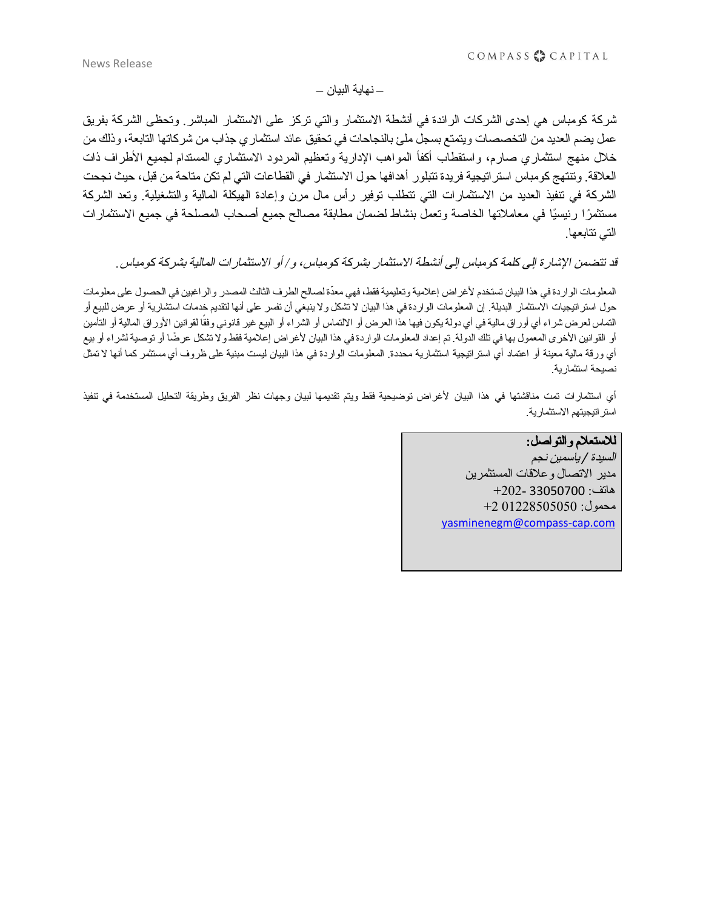– نهاية البيان –

شركة كومباس هي إحدى الشركات الرائدة في أنشطة الاستثمار والتي تركز على الاستثمار المباشر. وتحظى الشركة بفريق عمل يضم العديد من التخصصات ويتمتع بسجل ملئ بالنجاحات في تحقيق عائد استثماري جذاب من شركاتها التابعة، وذلك من خلال منهج استثماري صارم، واستقطاب أكفأ المواهب الإدارية وتعظيم المردود الاستثماري المستدام لجميع الأطراف ذات العلاقة. وتنتهج كومباس استراتيجية فريدة تتبلور أهدافها حول الاستثمار في القطاعات التي لم تكن متاحة من قبل، حيث نجحت الشركة في تنفيذ العديد من الاستثمارات التي تتطلب توفير رأس مال مرن وإعادة الهيكلة المالية والتشغيلية. وتعد الشركة مستثمرًا رئيسيًا في معاملاتها الخاصة وتعمل بنشاط لضمان مطابقة مصالح جميع أصحاب المصلحة في جميع الاستثمارات التي تتابعها.

*قد تتضمن الإشارة إلى كلمة كومباس إلى أنشطة الاستثمار بشركة كومباس، و/ أو الاستثمارات المالية بشركة كومباس.*

المعلومات الواردة في هذا البيان تستخدم لأغراض إعلامية وتعليمية فقط، فهي معدّة لصالح الطرف الثالث المصدر والراغبين في الحصول على معلومات حول استراتيجيات الاستثمار البديلة. إن المعلومات الواردة في هذا البيان لا تشكل ولا ينبغي أن تفسر على أنها لتقديم خدمات استشارية أو عرض للبيع أو التماس لعرض شراء أي أوراق مالية في أي دولة يكون فيها هذا العرض أو الالتماس أو الشراء أو البيع غير قانوني وفقًا لقوانين الأوراق المالية أو التأمين أو القوانين الأخرى المعمول بها في تلك الدولة. تم إعداد المعلومات الواردة في هذا البيان لأغراض إعلامية فقط ولا تشكل عرضًا أو توصية لشراء أو بيع أي ورقة مالية معينة أو اعتماد أي استراتيجية استثمارية محددة. المعلومات الواردة في هذا البيان ليست مبنية على ظروف أي مستثمر كما أنها لا تمثل نصيحة استثمارية.

أي استثمارات تمت مناقشتها في هذا البيان لأغراض توضيحية فقط ويتم تقديمها لبيان وجهات نظر الفريق وطريقة التحليل المستخدمة في تنفيذ استراتيجيتهم الاستثمارية.

**للاستعلام والتواصل:**
*السيدة / ياسمين نجم*
مدير الاتصال وعلاقات المستثمرين
هاتف: 33050700 -202+
محمول: 01228505050 2+
yasminenegm@compass-cap.com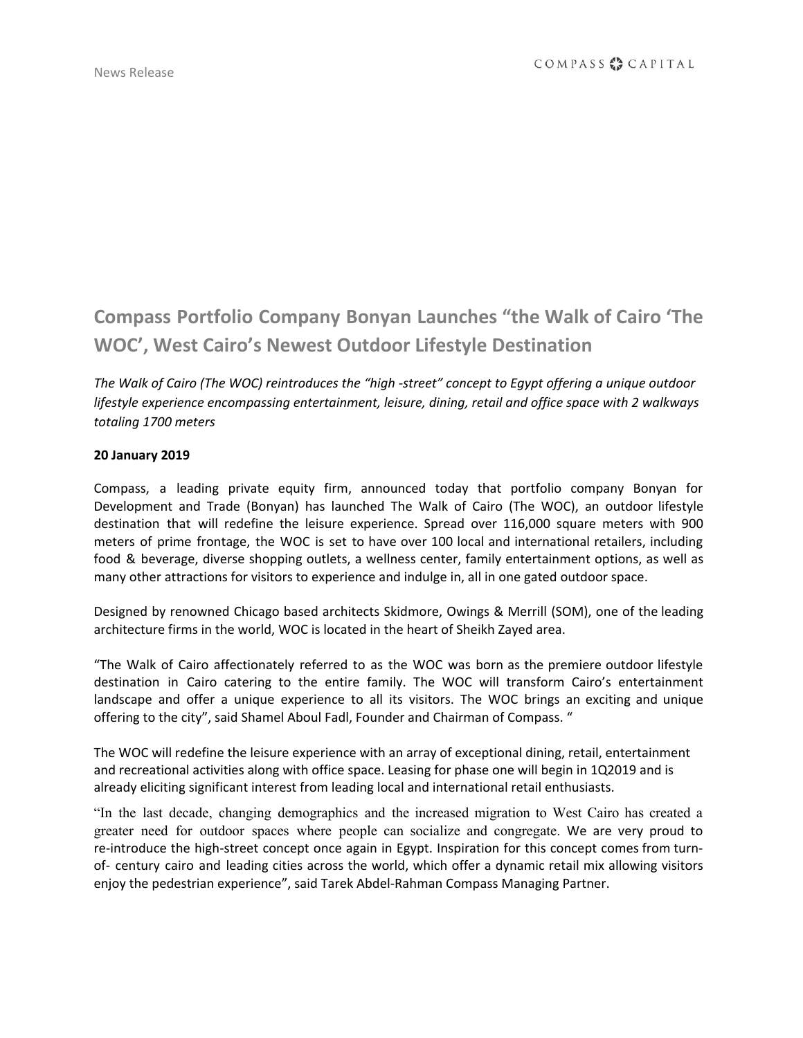News Release

## Compass Portfolio Company Bonyan Launches "the Walk of Cairo 'The WOC', West Cairo's Newest Outdoor Lifestyle Destination

*The Walk of Cairo (The WOC) reintroduces the "high -street" concept to Egypt offering a unique outdoor lifestyle experience encompassing entertainment, leisure, dining, retail and office space with 2 walkways totaling 1700 meters*

**20 January 2019**

Compass, a leading private equity firm, announced today that portfolio company Bonyan for Development and Trade (Bonyan) has launched The Walk of Cairo (The WOC), an outdoor lifestyle destination that will redefine the leisure experience. Spread over 116,000 square meters with 900 meters of prime frontage, the WOC is set to have over 100 local and international retailers, including food & beverage, diverse shopping outlets, a wellness center, family entertainment options, as well as many other attractions for visitors to experience and indulge in, all in one gated outdoor space.

Designed by renowned Chicago based architects Skidmore, Owings & Merrill (SOM), one of the leading architecture firms in the world, WOC is located in the heart of Sheikh Zayed area.

"The Walk of Cairo affectionately referred to as the WOC was born as the premiere outdoor lifestyle destination in Cairo catering to the entire family. The WOC will transform Cairo's entertainment landscape and offer a unique experience to all its visitors. The WOC brings an exciting and unique offering to the city", said Shamel Aboul Fadl, Founder and Chairman of Compass. "

The WOC will redefine the leisure experience with an array of exceptional dining, retail, entertainment and recreational activities along with office space. Leasing for phase one will begin in 1Q2019 and is already eliciting significant interest from leading local and international retail enthusiasts.

"In the last decade, changing demographics and the increased migration to West Cairo has created a greater need for outdoor spaces where people can socialize and congregate. We are very proud to re-introduce the high-street concept once again in Egypt. Inspiration for this concept comes from turn-of- century cairo and leading cities across the world, which offer a dynamic retail mix allowing visitors enjoy the pedestrian experience", said Tarek Abdel-Rahman Compass Managing Partner.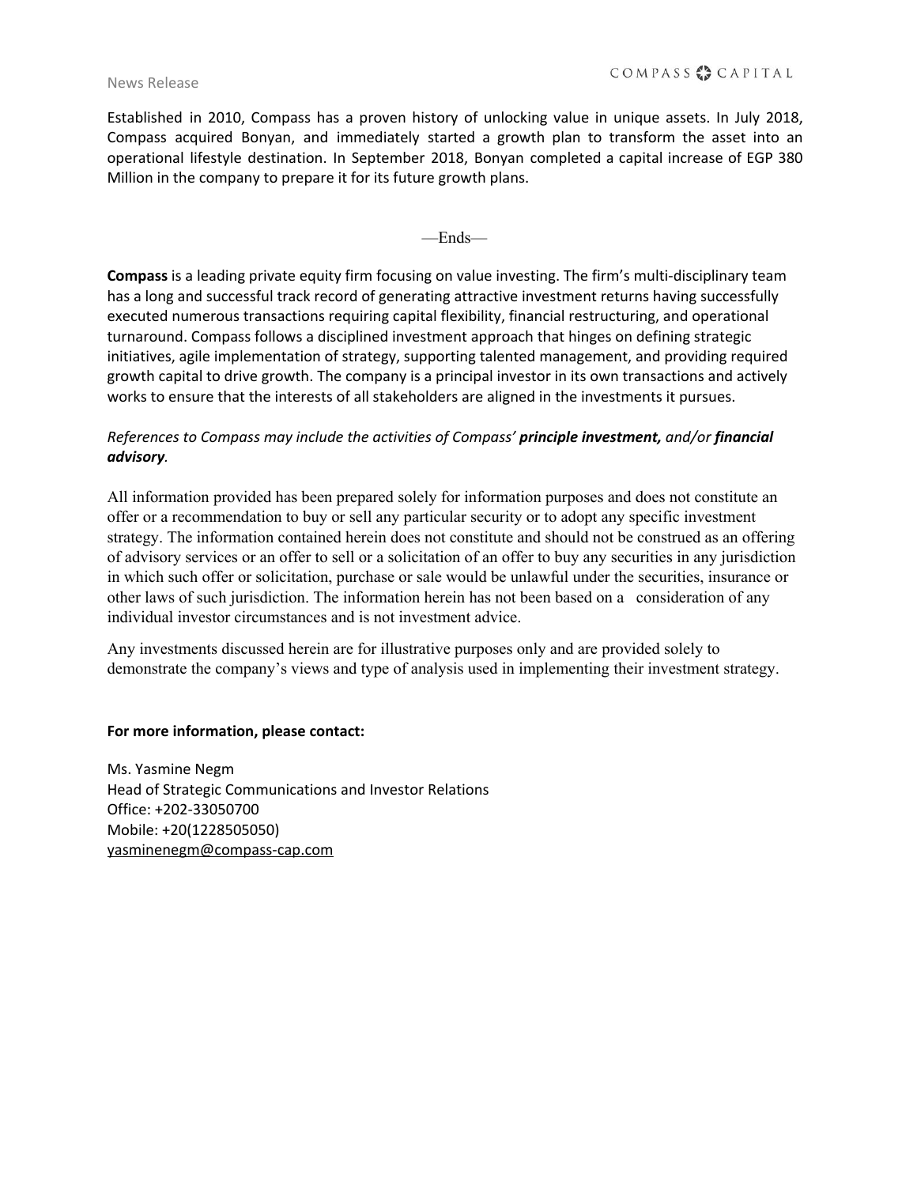Established in 2010, Compass has a proven history of unlocking value in unique assets. In July 2018, Compass acquired Bonyan, and immediately started a growth plan to transform the asset into an operational lifestyle destination. In September 2018, Bonyan completed a capital increase of EGP 380 Million in the company to prepare it for its future growth plans.

—Ends—

**Compass** is a leading private equity firm focusing on value investing. The firm's multi-disciplinary team has a long and successful track record of generating attractive investment returns having successfully executed numerous transactions requiring capital flexibility, financial restructuring, and operational turnaround. Compass follows a disciplined investment approach that hinges on defining strategic initiatives, agile implementation of strategy, supporting talented management, and providing required growth capital to drive growth. The company is a principal investor in its own transactions and actively works to ensure that the interests of all stakeholders are aligned in the investments it pursues.

*References to Compass may include the activities of Compass' **principle investment,** and/or **financial advisory**.*

All information provided has been prepared solely for information purposes and does not constitute an offer or a recommendation to buy or sell any particular security or to adopt any specific investment strategy. The information contained herein does not constitute and should not be construed as an offering of advisory services or an offer to sell or a solicitation of an offer to buy any securities in any jurisdiction in which such offer or solicitation, purchase or sale would be unlawful under the securities, insurance or other laws of such jurisdiction. The information herein has not been based on a consideration of any individual investor circumstances and is not investment advice.

Any investments discussed herein are for illustrative purposes only and are provided solely to demonstrate the company's views and type of analysis used in implementing their investment strategy.

**For more information, please contact:**

Ms. Yasmine Negm
Head of Strategic Communications and Investor Relations
Office: +202-33050700
Mobile: +20(1228505050)
yasminenegm@compass-cap.com